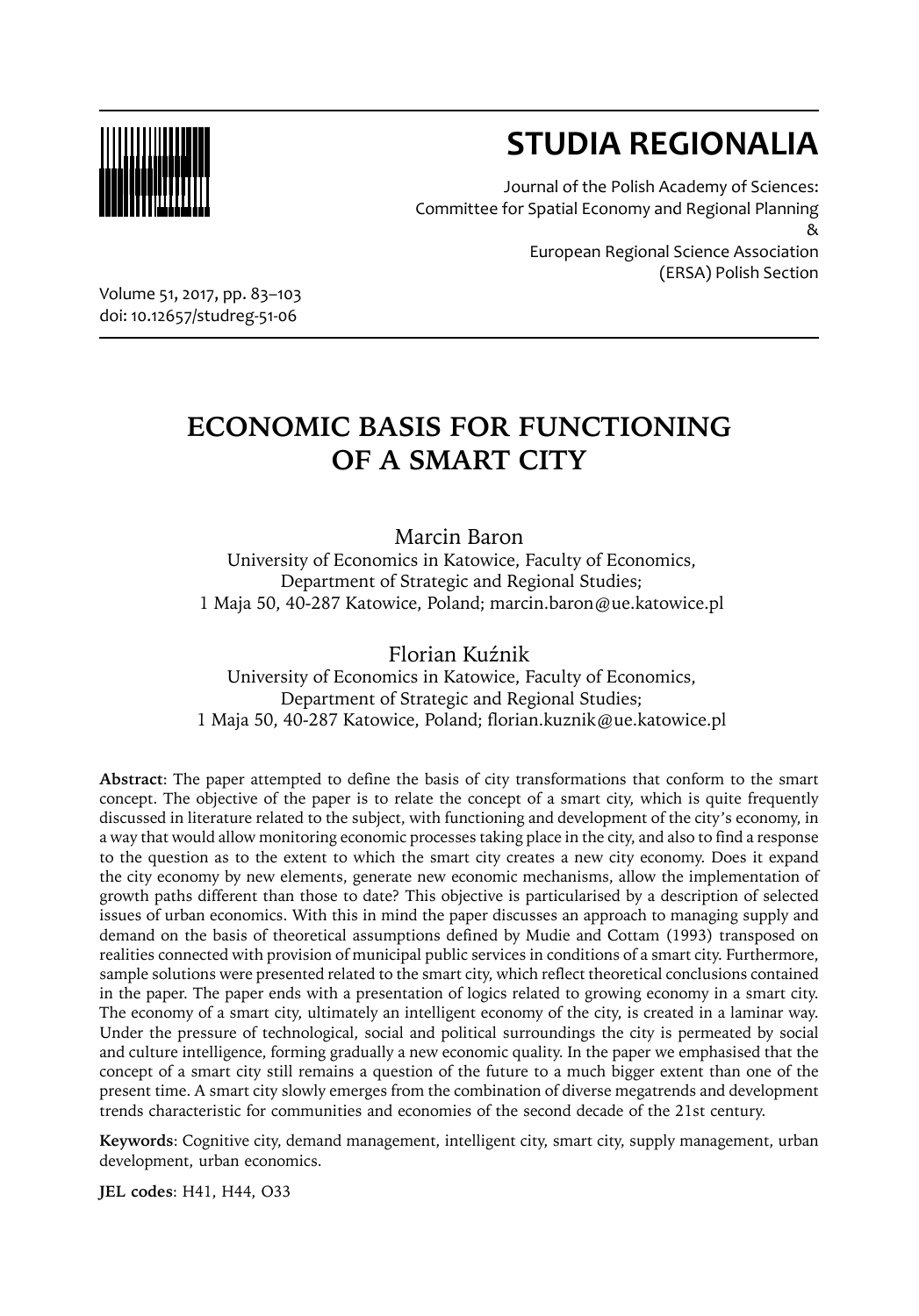# STUDIA REGIONALIA

Journal of the Polish Academy of Sciences: Committee for Spatial Economy and Regional Planning & European Regional Science Association (ERSA) Polish Section

Volume 51, 2017, pp. 83–103
doi: 10.12657/studreg-51-06

## ECONOMIC BASIS FOR FUNCTIONING OF A SMART CITY

Marcin Baron
University of Economics in Katowice, Faculty of Economics, Department of Strategic and Regional Studies;
1 Maja 50, 40-287 Katowice, Poland; marcin.baron@ue.katowice.pl

Florian Kuźnik
University of Economics in Katowice, Faculty of Economics, Department of Strategic and Regional Studies;
1 Maja 50, 40-287 Katowice, Poland; florian.kuznik@ue.katowice.pl

**Abstract**: The paper attempted to define the basis of city transformations that conform to the smart concept. The objective of the paper is to relate the concept of a smart city, which is quite frequently discussed in literature related to the subject, with functioning and development of the city's economy, in a way that would allow monitoring economic processes taking place in the city, and also to find a response to the question as to the extent to which the smart city creates a new city economy. Does it expand the city economy by new elements, generate new economic mechanisms, allow the implementation of growth paths different than those to date? This objective is particularised by a description of selected issues of urban economics. With this in mind the paper discusses an approach to managing supply and demand on the basis of theoretical assumptions defined by Mudie and Cottam (1993) transposed on realities connected with provision of municipal public services in conditions of a smart city. Furthermore, sample solutions were presented related to the smart city, which reflect theoretical conclusions contained in the paper. The paper ends with a presentation of logics related to growing economy in a smart city. The economy of a smart city, ultimately an intelligent economy of the city, is created in a laminar way. Under the pressure of technological, social and political surroundings the city is permeated by social and culture intelligence, forming gradually a new economic quality. In the paper we emphasised that the concept of a smart city still remains a question of the future to a much bigger extent than one of the present time. A smart city slowly emerges from the combination of diverse megatrends and development trends characteristic for communities and economies of the second decade of the 21st century.

**Keywords**: Cognitive city, demand management, intelligent city, smart city, supply management, urban development, urban economics.

**JEL codes**: H41, H44, O33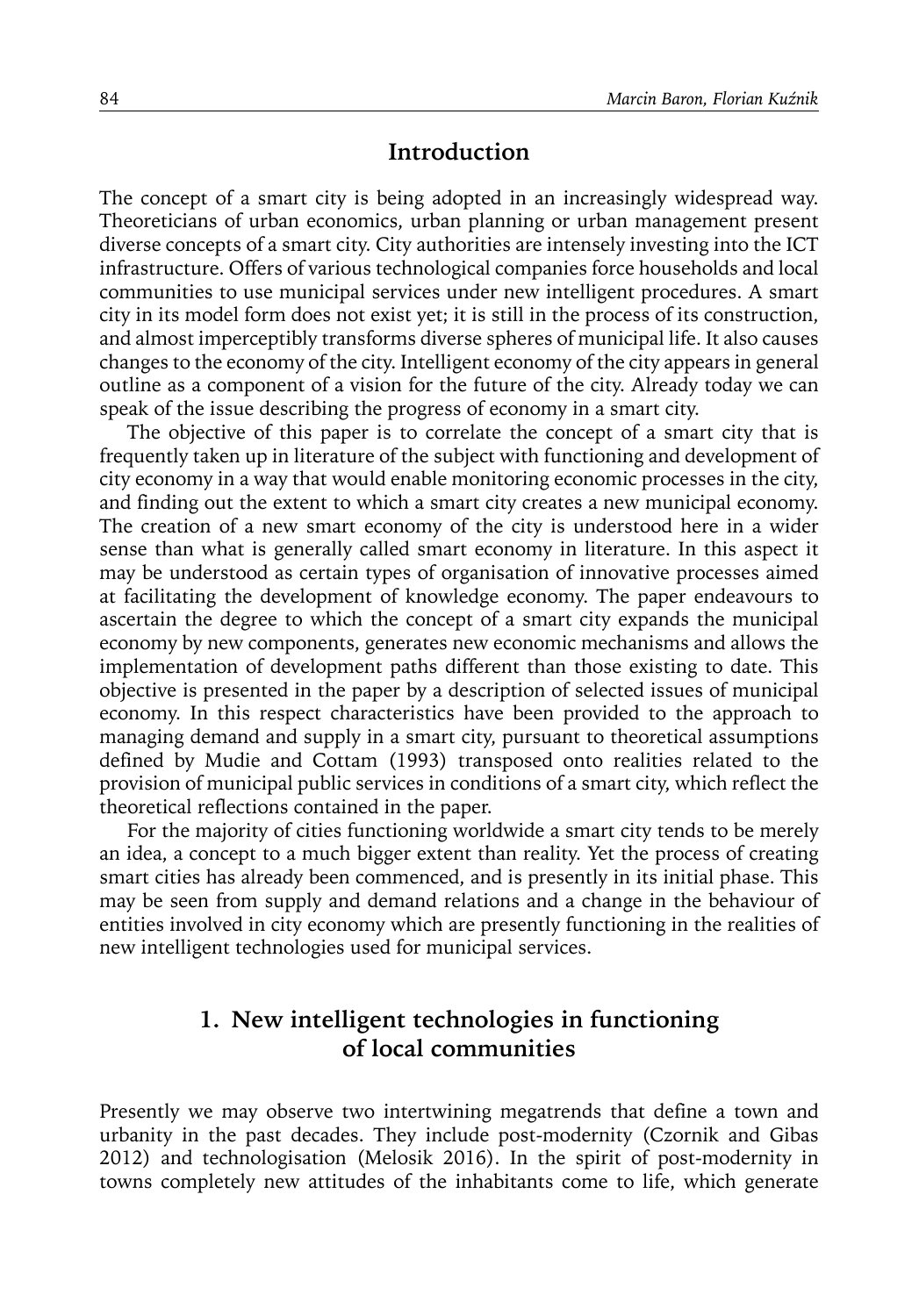## Introduction

The concept of a smart city is being adopted in an increasingly widespread way. Theoreticians of urban economics, urban planning or urban management present diverse concepts of a smart city. City authorities are intensely investing into the ICT infrastructure. Offers of various technological companies force households and local communities to use municipal services under new intelligent procedures. A smart city in its model form does not exist yet; it is still in the process of its construction, and almost imperceptibly transforms diverse spheres of municipal life. It also causes changes to the economy of the city. Intelligent economy of the city appears in general outline as a component of a vision for the future of the city. Already today we can speak of the issue describing the progress of economy in a smart city.

The objective of this paper is to correlate the concept of a smart city that is frequently taken up in literature of the subject with functioning and development of city economy in a way that would enable monitoring economic processes in the city, and finding out the extent to which a smart city creates a new municipal economy. The creation of a new smart economy of the city is understood here in a wider sense than what is generally called smart economy in literature. In this aspect it may be understood as certain types of organisation of innovative processes aimed at facilitating the development of knowledge economy. The paper endeavours to ascertain the degree to which the concept of a smart city expands the municipal economy by new components, generates new economic mechanisms and allows the implementation of development paths different than those existing to date. This objective is presented in the paper by a description of selected issues of municipal economy. In this respect characteristics have been provided to the approach to managing demand and supply in a smart city, pursuant to theoretical assumptions defined by Mudie and Cottam (1993) transposed onto realities related to the provision of municipal public services in conditions of a smart city, which reflect the theoretical reflections contained in the paper.

For the majority of cities functioning worldwide a smart city tends to be merely an idea, a concept to a much bigger extent than reality. Yet the process of creating smart cities has already been commenced, and is presently in its initial phase. This may be seen from supply and demand relations and a change in the behaviour of entities involved in city economy which are presently functioning in the realities of new intelligent technologies used for municipal services.

## 1. New intelligent technologies in functioning of local communities

Presently we may observe two intertwining megatrends that define a town and urbanity in the past decades. They include post-modernity (Czornik and Gibas 2012) and technologisation (Melosik 2016). In the spirit of post-modernity in towns completely new attitudes of the inhabitants come to life, which generate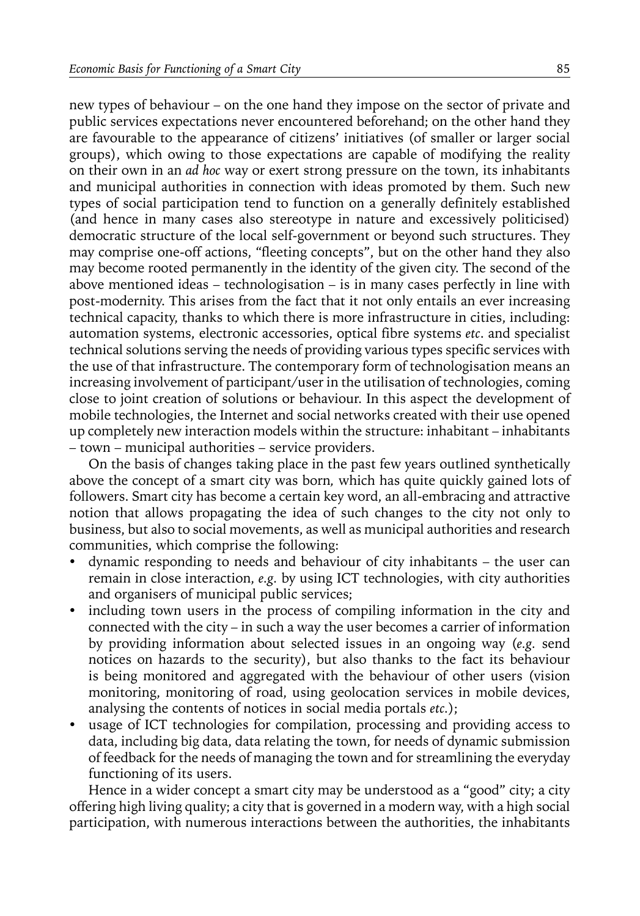new types of behaviour – on the one hand they impose on the sector of private and public services expectations never encountered beforehand; on the other hand they are favourable to the appearance of citizens' initiatives (of smaller or larger social groups), which owing to those expectations are capable of modifying the reality on their own in an *ad hoc* way or exert strong pressure on the town, its inhabitants and municipal authorities in connection with ideas promoted by them. Such new types of social participation tend to function on a generally definitely established (and hence in many cases also stereotype in nature and excessively politicised) democratic structure of the local self-government or beyond such structures. They may comprise one-off actions, "fleeting concepts", but on the other hand they also may become rooted permanently in the identity of the given city. The second of the above mentioned ideas – technologisation – is in many cases perfectly in line with post-modernity. This arises from the fact that it not only entails an ever increasing technical capacity, thanks to which there is more infrastructure in cities, including: automation systems, electronic accessories, optical fibre systems *etc*. and specialist technical solutions serving the needs of providing various types specific services with the use of that infrastructure. The contemporary form of technologisation means an increasing involvement of participant/user in the utilisation of technologies, coming close to joint creation of solutions or behaviour. In this aspect the development of mobile technologies, the Internet and social networks created with their use opened up completely new interaction models within the structure: inhabitant – inhabitants – town – municipal authorities – service providers.

On the basis of changes taking place in the past few years outlined synthetically above the concept of a smart city was born, which has quite quickly gained lots of followers. Smart city has become a certain key word, an all-embracing and attractive notion that allows propagating the idea of such changes to the city not only to business, but also to social movements, as well as municipal authorities and research communities, which comprise the following:

- dynamic responding to needs and behaviour of city inhabitants – the user can remain in close interaction, *e.g.* by using ICT technologies, with city authorities and organisers of municipal public services;
- including town users in the process of compiling information in the city and connected with the city – in such a way the user becomes a carrier of information by providing information about selected issues in an ongoing way (*e.g.* send notices on hazards to the security), but also thanks to the fact its behaviour is being monitored and aggregated with the behaviour of other users (vision monitoring, monitoring of road, using geolocation services in mobile devices, analysing the contents of notices in social media portals *etc.*);
- usage of ICT technologies for compilation, processing and providing access to data, including big data, data relating the town, for needs of dynamic submission of feedback for the needs of managing the town and for streamlining the everyday functioning of its users.

Hence in a wider concept a smart city may be understood as a "good" city; a city offering high living quality; a city that is governed in a modern way, with a high social participation, with numerous interactions between the authorities, the inhabitants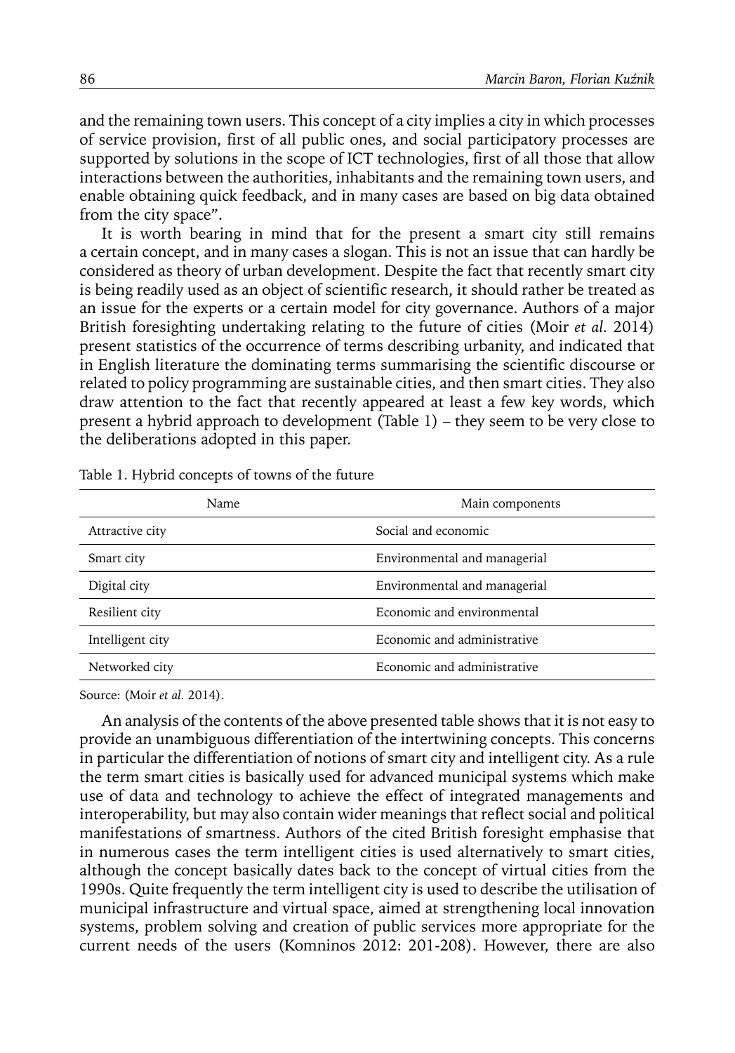and the remaining town users. This concept of a city implies a city in which processes of service provision, first of all public ones, and social participatory processes are supported by solutions in the scope of ICT technologies, first of all those that allow interactions between the authorities, inhabitants and the remaining town users, and enable obtaining quick feedback, and in many cases are based on big data obtained from the city space".

It is worth bearing in mind that for the present a smart city still remains a certain concept, and in many cases a slogan. This is not an issue that can hardly be considered as theory of urban development. Despite the fact that recently smart city is being readily used as an object of scientific research, it should rather be treated as an issue for the experts or a certain model for city governance. Authors of a major British foresighting undertaking relating to the future of cities (Moir *et al.* 2014) present statistics of the occurrence of terms describing urbanity, and indicated that in English literature the dominating terms summarising the scientific discourse or related to policy programming are sustainable cities, and then smart cities. They also draw attention to the fact that recently appeared at least a few key words, which present a hybrid approach to development (Table 1) – they seem to be very close to the deliberations adopted in this paper.

Table 1. Hybrid concepts of towns of the future

| Name | Main components |
|---|---|
| Attractive city | Social and economic |
| Smart city | Environmental and managerial |
| Digital city | Environmental and managerial |
| Resilient city | Economic and environmental |
| Intelligent city | Economic and administrative |
| Networked city | Economic and administrative |

Source: (Moir *et al.* 2014).

An analysis of the contents of the above presented table shows that it is not easy to provide an unambiguous differentiation of the intertwining concepts. This concerns in particular the differentiation of notions of smart city and intelligent city. As a rule the term smart cities is basically used for advanced municipal systems which make use of data and technology to achieve the effect of integrated managements and interoperability, but may also contain wider meanings that reflect social and political manifestations of smartness. Authors of the cited British foresight emphasise that in numerous cases the term intelligent cities is used alternatively to smart cities, although the concept basically dates back to the concept of virtual cities from the 1990s. Quite frequently the term intelligent city is used to describe the utilisation of municipal infrastructure and virtual space, aimed at strengthening local innovation systems, problem solving and creation of public services more appropriate for the current needs of the users (Komninos 2012: 201-208). However, there are also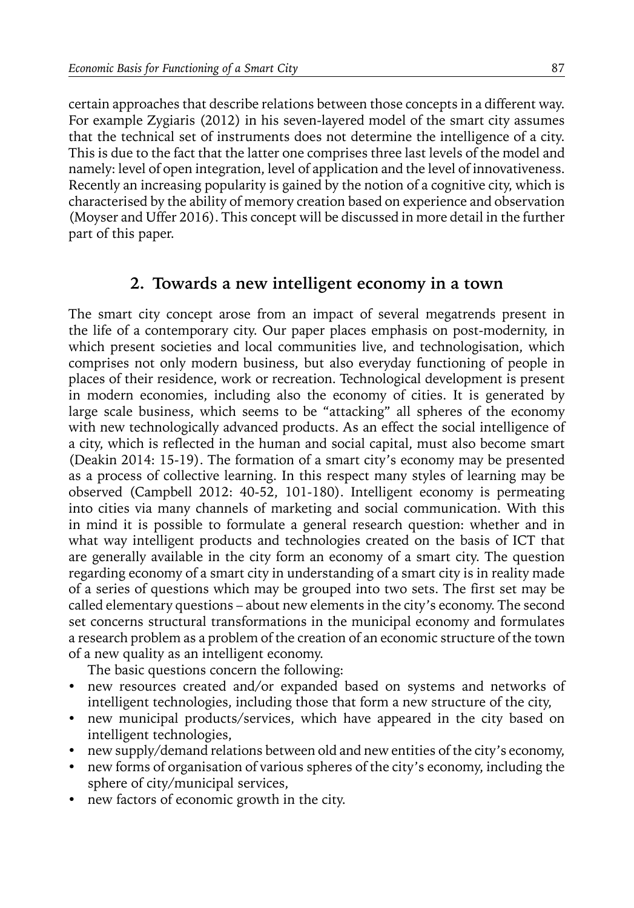certain approaches that describe relations between those concepts in a different way. For example Zygiaris (2012) in his seven-layered model of the smart city assumes that the technical set of instruments does not determine the intelligence of a city. This is due to the fact that the latter one comprises three last levels of the model and namely: level of open integration, level of application and the level of innovativeness. Recently an increasing popularity is gained by the notion of a cognitive city, which is characterised by the ability of memory creation based on experience and observation (Moyser and Uffer 2016). This concept will be discussed in more detail in the further part of this paper.

## 2. Towards a new intelligent economy in a town

The smart city concept arose from an impact of several megatrends present in the life of a contemporary city. Our paper places emphasis on post-modernity, in which present societies and local communities live, and technologisation, which comprises not only modern business, but also everyday functioning of people in places of their residence, work or recreation. Technological development is present in modern economies, including also the economy of cities. It is generated by large scale business, which seems to be "attacking" all spheres of the economy with new technologically advanced products. As an effect the social intelligence of a city, which is reflected in the human and social capital, must also become smart (Deakin 2014: 15-19). The formation of a smart city's economy may be presented as a process of collective learning. In this respect many styles of learning may be observed (Campbell 2012: 40-52, 101-180). Intelligent economy is permeating into cities via many channels of marketing and social communication. With this in mind it is possible to formulate a general research question: whether and in what way intelligent products and technologies created on the basis of ICT that are generally available in the city form an economy of a smart city. The question regarding economy of a smart city in understanding of a smart city is in reality made of a series of questions which may be grouped into two sets. The first set may be called elementary questions – about new elements in the city's economy. The second set concerns structural transformations in the municipal economy and formulates a research problem as a problem of the creation of an economic structure of the town of a new quality as an intelligent economy.

The basic questions concern the following:

- new resources created and/or expanded based on systems and networks of intelligent technologies, including those that form a new structure of the city,
- new municipal products/services, which have appeared in the city based on intelligent technologies,
- new supply/demand relations between old and new entities of the city's economy,
- new forms of organisation of various spheres of the city's economy, including the sphere of city/municipal services,
- new factors of economic growth in the city.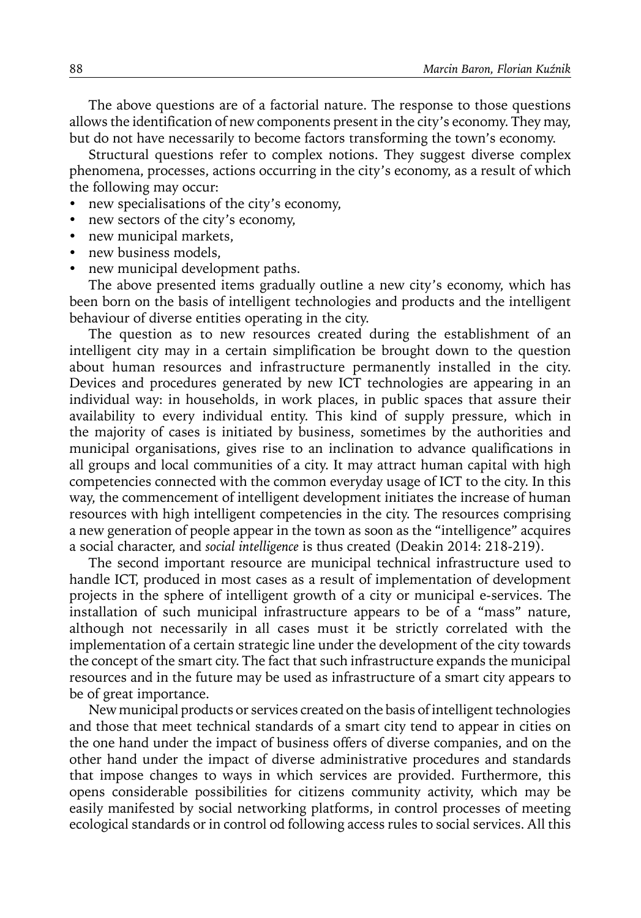The above questions are of a factorial nature. The response to those questions allows the identification of new components present in the city's economy. They may, but do not have necessarily to become factors transforming the town's economy.

Structural questions refer to complex notions. They suggest diverse complex phenomena, processes, actions occurring in the city's economy, as a result of which the following may occur:

- new specialisations of the city's economy,
- new sectors of the city's economy,
- new municipal markets,
- new business models,
- new municipal development paths.

The above presented items gradually outline a new city's economy, which has been born on the basis of intelligent technologies and products and the intelligent behaviour of diverse entities operating in the city.

The question as to new resources created during the establishment of an intelligent city may in a certain simplification be brought down to the question about human resources and infrastructure permanently installed in the city. Devices and procedures generated by new ICT technologies are appearing in an individual way: in households, in work places, in public spaces that assure their availability to every individual entity. This kind of supply pressure, which in the majority of cases is initiated by business, sometimes by the authorities and municipal organisations, gives rise to an inclination to advance qualifications in all groups and local communities of a city. It may attract human capital with high competencies connected with the common everyday usage of ICT to the city. In this way, the commencement of intelligent development initiates the increase of human resources with high intelligent competencies in the city. The resources comprising a new generation of people appear in the town as soon as the "intelligence" acquires a social character, and *social intelligence* is thus created (Deakin 2014: 218-219).

The second important resource are municipal technical infrastructure used to handle ICT, produced in most cases as a result of implementation of development projects in the sphere of intelligent growth of a city or municipal e-services. The installation of such municipal infrastructure appears to be of a "mass" nature, although not necessarily in all cases must it be strictly correlated with the implementation of a certain strategic line under the development of the city towards the concept of the smart city. The fact that such infrastructure expands the municipal resources and in the future may be used as infrastructure of a smart city appears to be of great importance.

New municipal products or services created on the basis of intelligent technologies and those that meet technical standards of a smart city tend to appear in cities on the one hand under the impact of business offers of diverse companies, and on the other hand under the impact of diverse administrative procedures and standards that impose changes to ways in which services are provided. Furthermore, this opens considerable possibilities for citizens community activity, which may be easily manifested by social networking platforms, in control processes of meeting ecological standards or in control od following access rules to social services. All this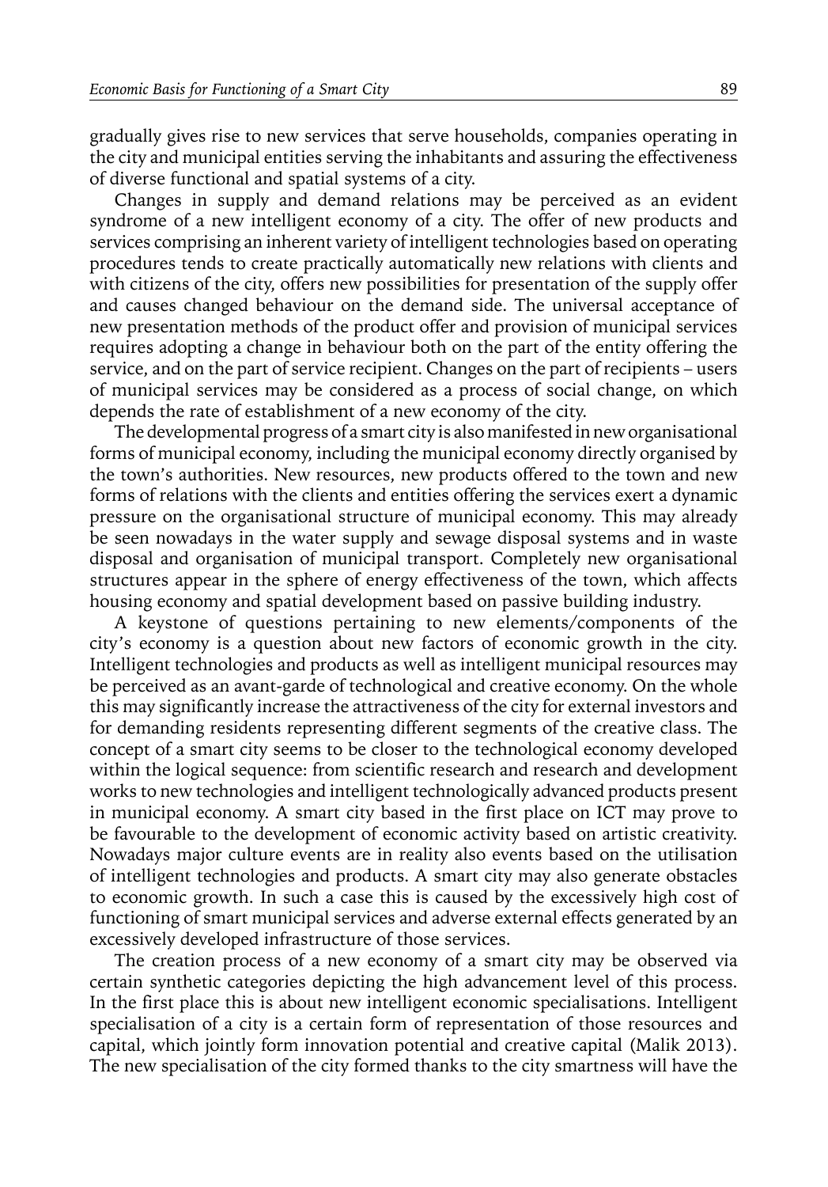gradually gives rise to new services that serve households, companies operating in the city and municipal entities serving the inhabitants and assuring the effectiveness of diverse functional and spatial systems of a city.

Changes in supply and demand relations may be perceived as an evident syndrome of a new intelligent economy of a city. The offer of new products and services comprising an inherent variety of intelligent technologies based on operating procedures tends to create practically automatically new relations with clients and with citizens of the city, offers new possibilities for presentation of the supply offer and causes changed behaviour on the demand side. The universal acceptance of new presentation methods of the product offer and provision of municipal services requires adopting a change in behaviour both on the part of the entity offering the service, and on the part of service recipient. Changes on the part of recipients – users of municipal services may be considered as a process of social change, on which depends the rate of establishment of a new economy of the city.

The developmental progress of a smart city is also manifested in new organisational forms of municipal economy, including the municipal economy directly organised by the town's authorities. New resources, new products offered to the town and new forms of relations with the clients and entities offering the services exert a dynamic pressure on the organisational structure of municipal economy. This may already be seen nowadays in the water supply and sewage disposal systems and in waste disposal and organisation of municipal transport. Completely new organisational structures appear in the sphere of energy effectiveness of the town, which affects housing economy and spatial development based on passive building industry.

A keystone of questions pertaining to new elements/components of the city's economy is a question about new factors of economic growth in the city. Intelligent technologies and products as well as intelligent municipal resources may be perceived as an avant-garde of technological and creative economy. On the whole this may significantly increase the attractiveness of the city for external investors and for demanding residents representing different segments of the creative class. The concept of a smart city seems to be closer to the technological economy developed within the logical sequence: from scientific research and research and development works to new technologies and intelligent technologically advanced products present in municipal economy. A smart city based in the first place on ICT may prove to be favourable to the development of economic activity based on artistic creativity. Nowadays major culture events are in reality also events based on the utilisation of intelligent technologies and products. A smart city may also generate obstacles to economic growth. In such a case this is caused by the excessively high cost of functioning of smart municipal services and adverse external effects generated by an excessively developed infrastructure of those services.

The creation process of a new economy of a smart city may be observed via certain synthetic categories depicting the high advancement level of this process. In the first place this is about new intelligent economic specialisations. Intelligent specialisation of a city is a certain form of representation of those resources and capital, which jointly form innovation potential and creative capital (Malik 2013). The new specialisation of the city formed thanks to the city smartness will have the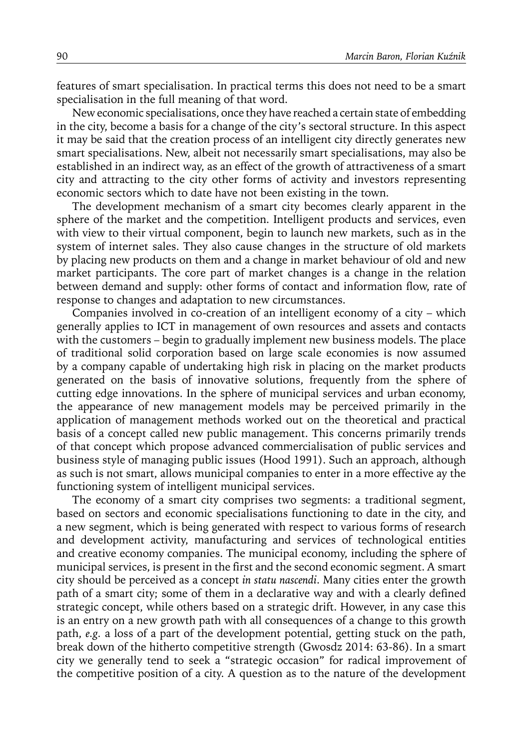features of smart specialisation. In practical terms this does not need to be a smart specialisation in the full meaning of that word.

New economic specialisations, once they have reached a certain state of embedding in the city, become a basis for a change of the city's sectoral structure. In this aspect it may be said that the creation process of an intelligent city directly generates new smart specialisations. New, albeit not necessarily smart specialisations, may also be established in an indirect way, as an effect of the growth of attractiveness of a smart city and attracting to the city other forms of activity and investors representing economic sectors which to date have not been existing in the town.

The development mechanism of a smart city becomes clearly apparent in the sphere of the market and the competition. Intelligent products and services, even with view to their virtual component, begin to launch new markets, such as in the system of internet sales. They also cause changes in the structure of old markets by placing new products on them and a change in market behaviour of old and new market participants. The core part of market changes is a change in the relation between demand and supply: other forms of contact and information flow, rate of response to changes and adaptation to new circumstances.

Companies involved in co-creation of an intelligent economy of a city – which generally applies to ICT in management of own resources and assets and contacts with the customers – begin to gradually implement new business models. The place of traditional solid corporation based on large scale economies is now assumed by a company capable of undertaking high risk in placing on the market products generated on the basis of innovative solutions, frequently from the sphere of cutting edge innovations. In the sphere of municipal services and urban economy, the appearance of new management models may be perceived primarily in the application of management methods worked out on the theoretical and practical basis of a concept called new public management. This concerns primarily trends of that concept which propose advanced commercialisation of public services and business style of managing public issues (Hood 1991). Such an approach, although as such is not smart, allows municipal companies to enter in a more effective ay the functioning system of intelligent municipal services.

The economy of a smart city comprises two segments: a traditional segment, based on sectors and economic specialisations functioning to date in the city, and a new segment, which is being generated with respect to various forms of research and development activity, manufacturing and services of technological entities and creative economy companies. The municipal economy, including the sphere of municipal services, is present in the first and the second economic segment. A smart city should be perceived as a concept *in statu nascendi*. Many cities enter the growth path of a smart city; some of them in a declarative way and with a clearly defined strategic concept, while others based on a strategic drift. However, in any case this is an entry on a new growth path with all consequences of a change to this growth path, *e.g.* a loss of a part of the development potential, getting stuck on the path, break down of the hitherto competitive strength (Gwosdz 2014: 63-86). In a smart city we generally tend to seek a "strategic occasion" for radical improvement of the competitive position of a city. A question as to the nature of the development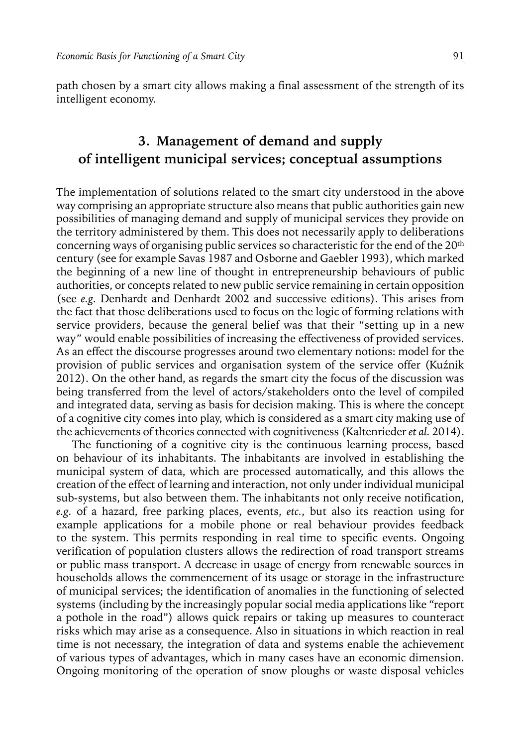path chosen by a smart city allows making a final assessment of the strength of its intelligent economy.

## 3. Management of demand and supply of intelligent municipal services; conceptual assumptions

The implementation of solutions related to the smart city understood in the above way comprising an appropriate structure also means that public authorities gain new possibilities of managing demand and supply of municipal services they provide on the territory administered by them. This does not necessarily apply to deliberations concerning ways of organising public services so characteristic for the end of the 20th century (see for example Savas 1987 and Osborne and Gaebler 1993), which marked the beginning of a new line of thought in entrepreneurship behaviours of public authorities, or concepts related to new public service remaining in certain opposition (see *e.g.* Denhardt and Denhardt 2002 and successive editions). This arises from the fact that those deliberations used to focus on the logic of forming relations with service providers, because the general belief was that their "setting up in a new way" would enable possibilities of increasing the effectiveness of provided services. As an effect the discourse progresses around two elementary notions: model for the provision of public services and organisation system of the service offer (Kuźnik 2012). On the other hand, as regards the smart city the focus of the discussion was being transferred from the level of actors/stakeholders onto the level of compiled and integrated data, serving as basis for decision making. This is where the concept of a cognitive city comes into play, which is considered as a smart city making use of the achievements of theories connected with cognitiveness (Kaltenrieder *et al.* 2014).

The functioning of a cognitive city is the continuous learning process, based on behaviour of its inhabitants. The inhabitants are involved in establishing the municipal system of data, which are processed automatically, and this allows the creation of the effect of learning and interaction, not only under individual municipal sub-systems, but also between them. The inhabitants not only receive notification, *e.g.* of a hazard, free parking places, events, *etc.*, but also its reaction using for example applications for a mobile phone or real behaviour provides feedback to the system. This permits responding in real time to specific events. Ongoing verification of population clusters allows the redirection of road transport streams or public mass transport. A decrease in usage of energy from renewable sources in households allows the commencement of its usage or storage in the infrastructure of municipal services; the identification of anomalies in the functioning of selected systems (including by the increasingly popular social media applications like "report a pothole in the road") allows quick repairs or taking up measures to counteract risks which may arise as a consequence. Also in situations in which reaction in real time is not necessary, the integration of data and systems enable the achievement of various types of advantages, which in many cases have an economic dimension. Ongoing monitoring of the operation of snow ploughs or waste disposal vehicles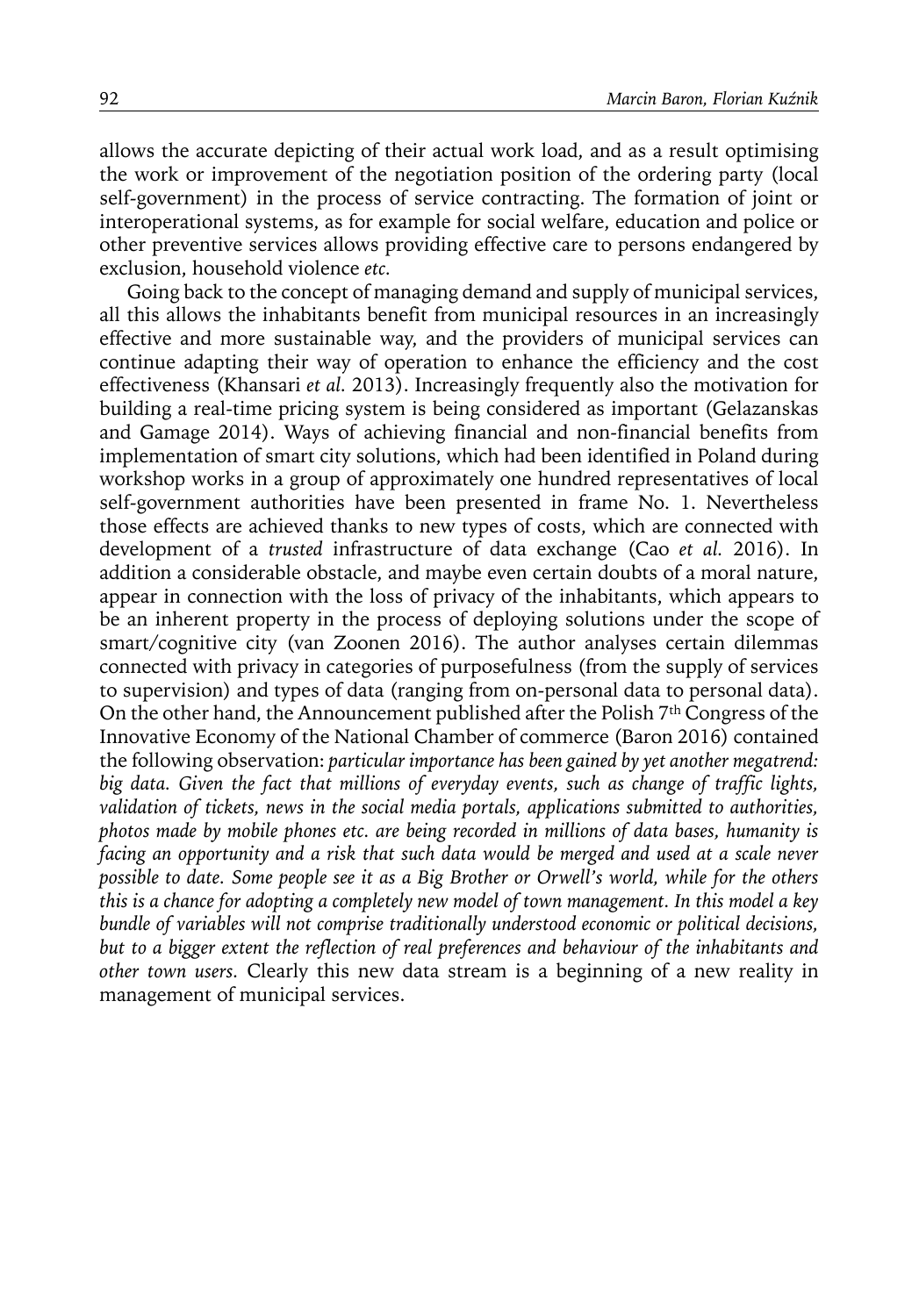allows the accurate depicting of their actual work load, and as a result optimising the work or improvement of the negotiation position of the ordering party (local self-government) in the process of service contracting. The formation of joint or interoperational systems, as for example for social welfare, education and police or other preventive services allows providing effective care to persons endangered by exclusion, household violence *etc.*

Going back to the concept of managing demand and supply of municipal services, all this allows the inhabitants benefit from municipal resources in an increasingly effective and more sustainable way, and the providers of municipal services can continue adapting their way of operation to enhance the efficiency and the cost effectiveness (Khansari *et al.* 2013). Increasingly frequently also the motivation for building a real-time pricing system is being considered as important (Gelazanskas and Gamage 2014). Ways of achieving financial and non-financial benefits from implementation of smart city solutions, which had been identified in Poland during workshop works in a group of approximately one hundred representatives of local self-government authorities have been presented in frame No. 1. Nevertheless those effects are achieved thanks to new types of costs, which are connected with development of a *trusted* infrastructure of data exchange (Cao *et al.* 2016). In addition a considerable obstacle, and maybe even certain doubts of a moral nature, appear in connection with the loss of privacy of the inhabitants, which appears to be an inherent property in the process of deploying solutions under the scope of smart/cognitive city (van Zoonen 2016). The author analyses certain dilemmas connected with privacy in categories of purposefulness (from the supply of services to supervision) and types of data (ranging from on-personal data to personal data). On the other hand, the Announcement published after the Polish 7th Congress of the Innovative Economy of the National Chamber of commerce (Baron 2016) contained the following observation: *particular importance has been gained by yet another megatrend: big data. Given the fact that millions of everyday events, such as change of traffic lights, validation of tickets, news in the social media portals, applications submitted to authorities, photos made by mobile phones etc. are being recorded in millions of data bases, humanity is facing an opportunity and a risk that such data would be merged and used at a scale never possible to date. Some people see it as a Big Brother or Orwell's world, while for the others this is a chance for adopting a completely new model of town management. In this model a key bundle of variables will not comprise traditionally understood economic or political decisions, but to a bigger extent the reflection of real preferences and behaviour of the inhabitants and other town users.* Clearly this new data stream is a beginning of a new reality in management of municipal services.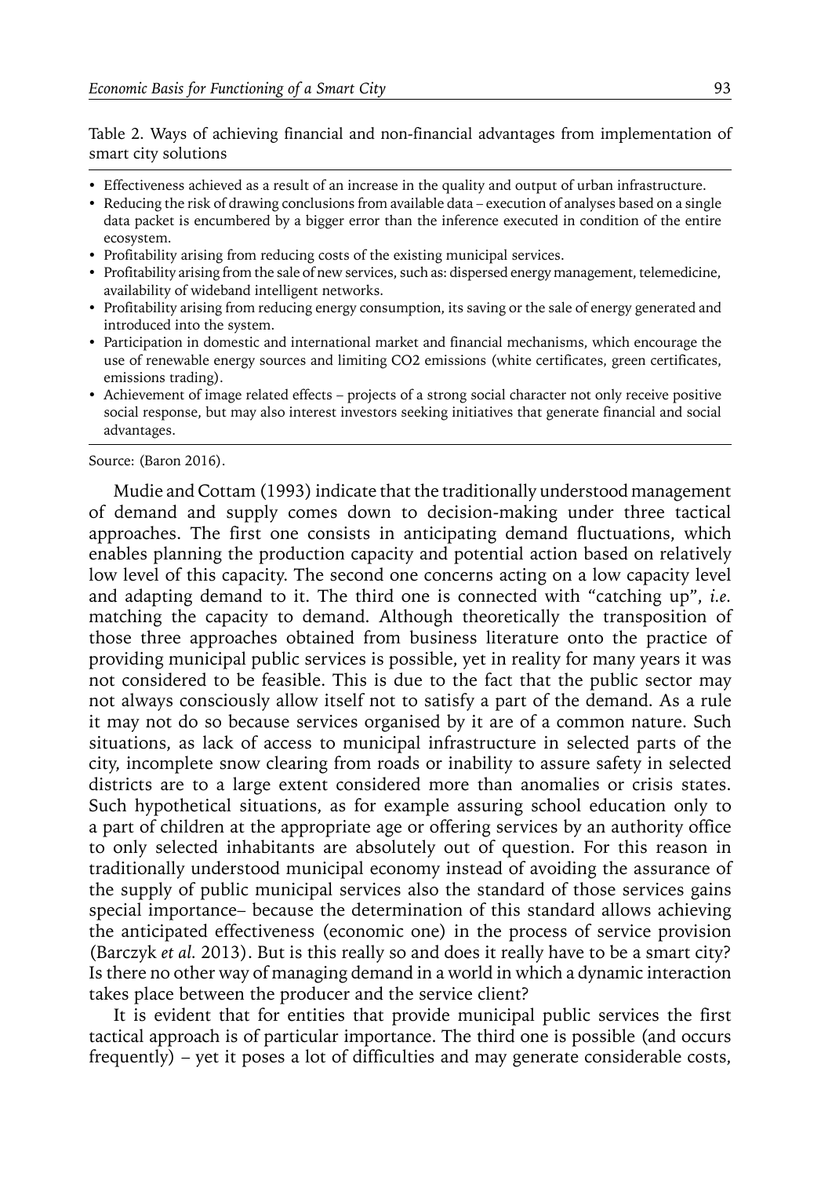Table 2. Ways of achieving financial and non-financial advantages from implementation of smart city solutions

- Effectiveness achieved as a result of an increase in the quality and output of urban infrastructure.
- Reducing the risk of drawing conclusions from available data – execution of analyses based on a single data packet is encumbered by a bigger error than the inference executed in condition of the entire ecosystem.
- Profitability arising from reducing costs of the existing municipal services.
- Profitability arising from the sale of new services, such as: dispersed energy management, telemedicine, availability of wideband intelligent networks.
- Profitability arising from reducing energy consumption, its saving or the sale of energy generated and introduced into the system.
- Participation in domestic and international market and financial mechanisms, which encourage the use of renewable energy sources and limiting CO2 emissions (white certificates, green certificates, emissions trading).
- Achievement of image related effects – projects of a strong social character not only receive positive social response, but may also interest investors seeking initiatives that generate financial and social advantages.

Source: (Baron 2016).

Mudie and Cottam (1993) indicate that the traditionally understood management of demand and supply comes down to decision-making under three tactical approaches. The first one consists in anticipating demand fluctuations, which enables planning the production capacity and potential action based on relatively low level of this capacity. The second one concerns acting on a low capacity level and adapting demand to it. The third one is connected with "catching up", *i.e.* matching the capacity to demand. Although theoretically the transposition of those three approaches obtained from business literature onto the practice of providing municipal public services is possible, yet in reality for many years it was not considered to be feasible. This is due to the fact that the public sector may not always consciously allow itself not to satisfy a part of the demand. As a rule it may not do so because services organised by it are of a common nature. Such situations, as lack of access to municipal infrastructure in selected parts of the city, incomplete snow clearing from roads or inability to assure safety in selected districts are to a large extent considered more than anomalies or crisis states. Such hypothetical situations, as for example assuring school education only to a part of children at the appropriate age or offering services by an authority office to only selected inhabitants are absolutely out of question. For this reason in traditionally understood municipal economy instead of avoiding the assurance of the supply of public municipal services also the standard of those services gains special importance– because the determination of this standard allows achieving the anticipated effectiveness (economic one) in the process of service provision (Barczyk *et al.* 2013). But is this really so and does it really have to be a smart city? Is there no other way of managing demand in a world in which a dynamic interaction takes place between the producer and the service client?

It is evident that for entities that provide municipal public services the first tactical approach is of particular importance. The third one is possible (and occurs frequently) – yet it poses a lot of difficulties and may generate considerable costs,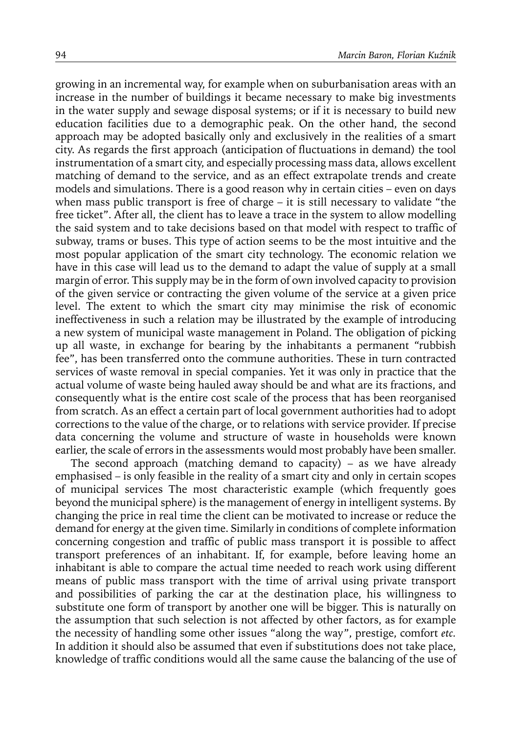growing in an incremental way, for example when on suburbanisation areas with an increase in the number of buildings it became necessary to make big investments in the water supply and sewage disposal systems; or if it is necessary to build new education facilities due to a demographic peak. On the other hand, the second approach may be adopted basically only and exclusively in the realities of a smart city. As regards the first approach (anticipation of fluctuations in demand) the tool instrumentation of a smart city, and especially processing mass data, allows excellent matching of demand to the service, and as an effect extrapolate trends and create models and simulations. There is a good reason why in certain cities – even on days when mass public transport is free of charge – it is still necessary to validate "the free ticket". After all, the client has to leave a trace in the system to allow modelling the said system and to take decisions based on that model with respect to traffic of subway, trams or buses. This type of action seems to be the most intuitive and the most popular application of the smart city technology. The economic relation we have in this case will lead us to the demand to adapt the value of supply at a small margin of error. This supply may be in the form of own involved capacity to provision of the given service or contracting the given volume of the service at a given price level. The extent to which the smart city may minimise the risk of economic ineffectiveness in such a relation may be illustrated by the example of introducing a new system of municipal waste management in Poland. The obligation of picking up all waste, in exchange for bearing by the inhabitants a permanent "rubbish fee", has been transferred onto the commune authorities. These in turn contracted services of waste removal in special companies. Yet it was only in practice that the actual volume of waste being hauled away should be and what are its fractions, and consequently what is the entire cost scale of the process that has been reorganised from scratch. As an effect a certain part of local government authorities had to adopt corrections to the value of the charge, or to relations with service provider. If precise data concerning the volume and structure of waste in households were known earlier, the scale of errors in the assessments would most probably have been smaller.

The second approach (matching demand to capacity) – as we have already emphasised – is only feasible in the reality of a smart city and only in certain scopes of municipal services The most characteristic example (which frequently goes beyond the municipal sphere) is the management of energy in intelligent systems. By changing the price in real time the client can be motivated to increase or reduce the demand for energy at the given time. Similarly in conditions of complete information concerning congestion and traffic of public mass transport it is possible to affect transport preferences of an inhabitant. If, for example, before leaving home an inhabitant is able to compare the actual time needed to reach work using different means of public mass transport with the time of arrival using private transport and possibilities of parking the car at the destination place, his willingness to substitute one form of transport by another one will be bigger. This is naturally on the assumption that such selection is not affected by other factors, as for example the necessity of handling some other issues "along the way", prestige, comfort *etc.* In addition it should also be assumed that even if substitutions does not take place, knowledge of traffic conditions would all the same cause the balancing of the use of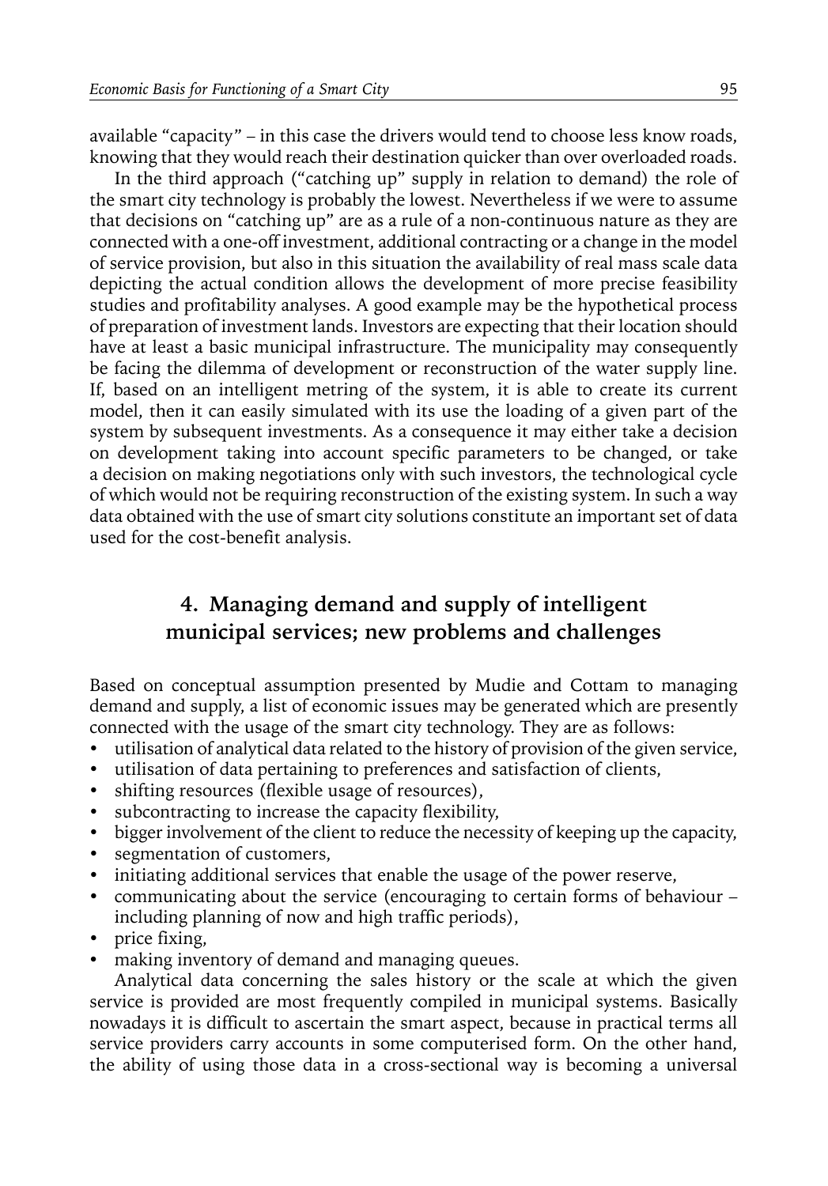available "capacity" – in this case the drivers would tend to choose less know roads, knowing that they would reach their destination quicker than over overloaded roads.

In the third approach ("catching up" supply in relation to demand) the role of the smart city technology is probably the lowest. Nevertheless if we were to assume that decisions on "catching up" are as a rule of a non-continuous nature as they are connected with a one-off investment, additional contracting or a change in the model of service provision, but also in this situation the availability of real mass scale data depicting the actual condition allows the development of more precise feasibility studies and profitability analyses. A good example may be the hypothetical process of preparation of investment lands. Investors are expecting that their location should have at least a basic municipal infrastructure. The municipality may consequently be facing the dilemma of development or reconstruction of the water supply line. If, based on an intelligent metring of the system, it is able to create its current model, then it can easily simulated with its use the loading of a given part of the system by subsequent investments. As a consequence it may either take a decision on development taking into account specific parameters to be changed, or take a decision on making negotiations only with such investors, the technological cycle of which would not be requiring reconstruction of the existing system. In such a way data obtained with the use of smart city solutions constitute an important set of data used for the cost-benefit analysis.

## 4. Managing demand and supply of intelligent municipal services; new problems and challenges

Based on conceptual assumption presented by Mudie and Cottam to managing demand and supply, a list of economic issues may be generated which are presently connected with the usage of the smart city technology. They are as follows:

- utilisation of analytical data related to the history of provision of the given service,
- utilisation of data pertaining to preferences and satisfaction of clients,
- shifting resources (flexible usage of resources),
- subcontracting to increase the capacity flexibility,
- bigger involvement of the client to reduce the necessity of keeping up the capacity,
- segmentation of customers,
- initiating additional services that enable the usage of the power reserve,
- communicating about the service (encouraging to certain forms of behaviour – including planning of now and high traffic periods),
- price fixing,
- making inventory of demand and managing queues.

Analytical data concerning the sales history or the scale at which the given service is provided are most frequently compiled in municipal systems. Basically nowadays it is difficult to ascertain the smart aspect, because in practical terms all service providers carry accounts in some computerised form. On the other hand, the ability of using those data in a cross-sectional way is becoming a universal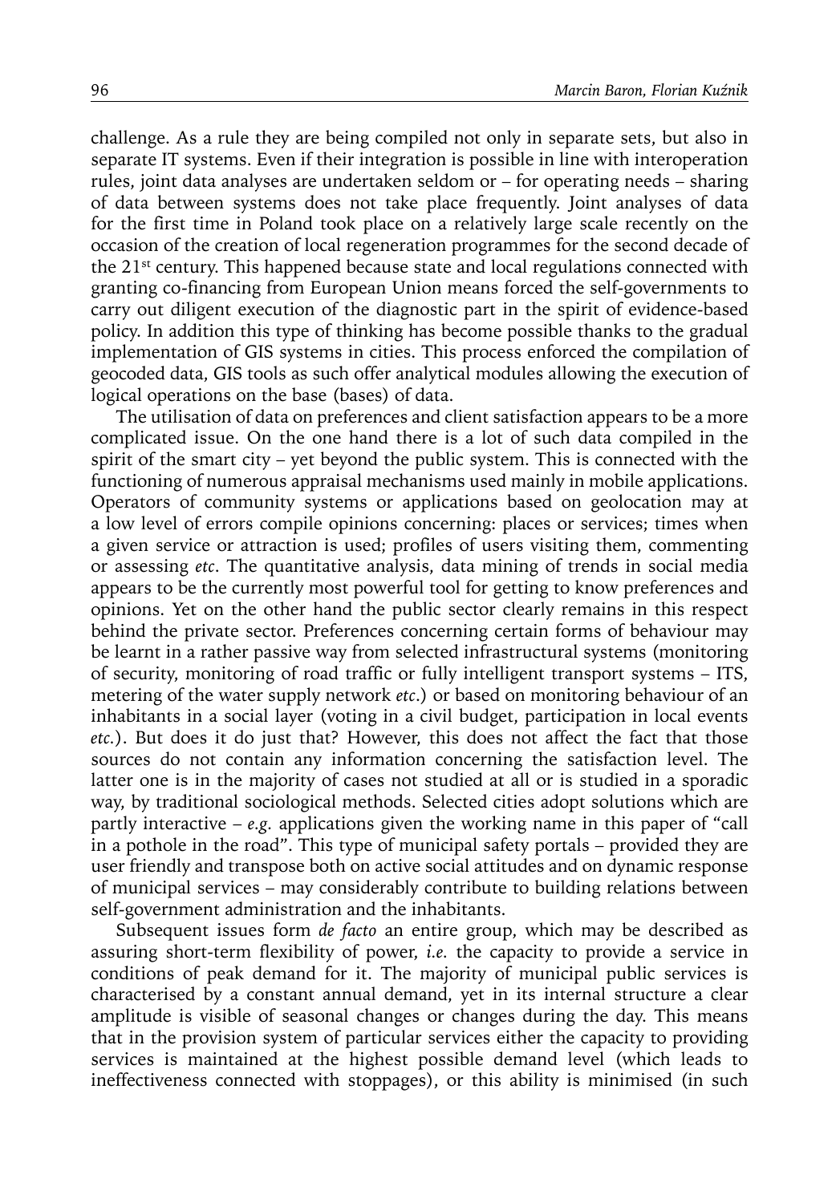challenge. As a rule they are being compiled not only in separate sets, but also in separate IT systems. Even if their integration is possible in line with interoperation rules, joint data analyses are undertaken seldom or – for operating needs – sharing of data between systems does not take place frequently. Joint analyses of data for the first time in Poland took place on a relatively large scale recently on the occasion of the creation of local regeneration programmes for the second decade of the 21st century. This happened because state and local regulations connected with granting co-financing from European Union means forced the self-governments to carry out diligent execution of the diagnostic part in the spirit of evidence-based policy. In addition this type of thinking has become possible thanks to the gradual implementation of GIS systems in cities. This process enforced the compilation of geocoded data, GIS tools as such offer analytical modules allowing the execution of logical operations on the base (bases) of data.

The utilisation of data on preferences and client satisfaction appears to be a more complicated issue. On the one hand there is a lot of such data compiled in the spirit of the smart city – yet beyond the public system. This is connected with the functioning of numerous appraisal mechanisms used mainly in mobile applications. Operators of community systems or applications based on geolocation may at a low level of errors compile opinions concerning: places or services; times when a given service or attraction is used; profiles of users visiting them, commenting or assessing *etc*. The quantitative analysis, data mining of trends in social media appears to be the currently most powerful tool for getting to know preferences and opinions. Yet on the other hand the public sector clearly remains in this respect behind the private sector. Preferences concerning certain forms of behaviour may be learnt in a rather passive way from selected infrastructural systems (monitoring of security, monitoring of road traffic or fully intelligent transport systems – ITS, metering of the water supply network *etc*.) or based on monitoring behaviour of an inhabitants in a social layer (voting in a civil budget, participation in local events *etc.*). But does it do just that? However, this does not affect the fact that those sources do not contain any information concerning the satisfaction level. The latter one is in the majority of cases not studied at all or is studied in a sporadic way, by traditional sociological methods. Selected cities adopt solutions which are partly interactive – *e.g.* applications given the working name in this paper of "call in a pothole in the road". This type of municipal safety portals – provided they are user friendly and transpose both on active social attitudes and on dynamic response of municipal services – may considerably contribute to building relations between self-government administration and the inhabitants.

Subsequent issues form *de facto* an entire group, which may be described as assuring short-term flexibility of power, *i.e.* the capacity to provide a service in conditions of peak demand for it. The majority of municipal public services is characterised by a constant annual demand, yet in its internal structure a clear amplitude is visible of seasonal changes or changes during the day. This means that in the provision system of particular services either the capacity to providing services is maintained at the highest possible demand level (which leads to ineffectiveness connected with stoppages), or this ability is minimised (in such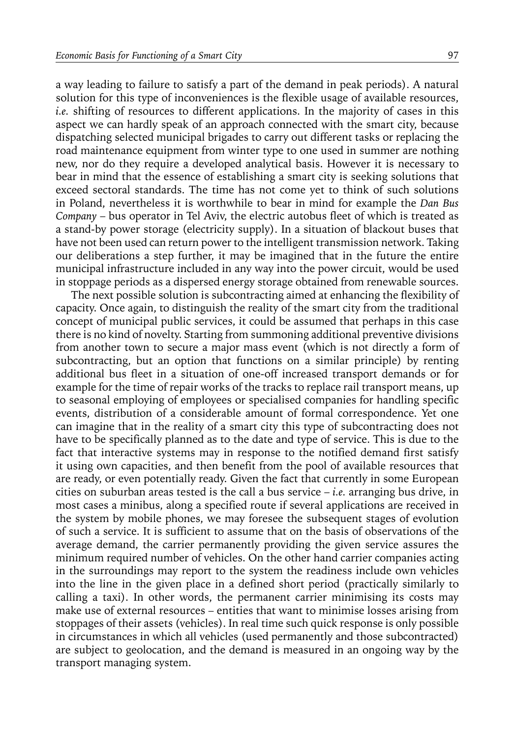a way leading to failure to satisfy a part of the demand in peak periods). A natural solution for this type of inconveniences is the flexible usage of available resources, *i.e.* shifting of resources to different applications. In the majority of cases in this aspect we can hardly speak of an approach connected with the smart city, because dispatching selected municipal brigades to carry out different tasks or replacing the road maintenance equipment from winter type to one used in summer are nothing new, nor do they require a developed analytical basis. However it is necessary to bear in mind that the essence of establishing a smart city is seeking solutions that exceed sectoral standards. The time has not come yet to think of such solutions in Poland, nevertheless it is worthwhile to bear in mind for example the *Dan Bus Company* – bus operator in Tel Aviv, the electric autobus fleet of which is treated as a stand-by power storage (electricity supply). In a situation of blackout buses that have not been used can return power to the intelligent transmission network. Taking our deliberations a step further, it may be imagined that in the future the entire municipal infrastructure included in any way into the power circuit, would be used in stoppage periods as a dispersed energy storage obtained from renewable sources.

The next possible solution is subcontracting aimed at enhancing the flexibility of capacity. Once again, to distinguish the reality of the smart city from the traditional concept of municipal public services, it could be assumed that perhaps in this case there is no kind of novelty. Starting from summoning additional preventive divisions from another town to secure a major mass event (which is not directly a form of subcontracting, but an option that functions on a similar principle) by renting additional bus fleet in a situation of one-off increased transport demands or for example for the time of repair works of the tracks to replace rail transport means, up to seasonal employing of employees or specialised companies for handling specific events, distribution of a considerable amount of formal correspondence. Yet one can imagine that in the reality of a smart city this type of subcontracting does not have to be specifically planned as to the date and type of service. This is due to the fact that interactive systems may in response to the notified demand first satisfy it using own capacities, and then benefit from the pool of available resources that are ready, or even potentially ready. Given the fact that currently in some European cities on suburban areas tested is the call a bus service – *i.e.* arranging bus drive, in most cases a minibus, along a specified route if several applications are received in the system by mobile phones, we may foresee the subsequent stages of evolution of such a service. It is sufficient to assume that on the basis of observations of the average demand, the carrier permanently providing the given service assures the minimum required number of vehicles. On the other hand carrier companies acting in the surroundings may report to the system the readiness include own vehicles into the line in the given place in a defined short period (practically similarly to calling a taxi). In other words, the permanent carrier minimising its costs may make use of external resources – entities that want to minimise losses arising from stoppages of their assets (vehicles). In real time such quick response is only possible in circumstances in which all vehicles (used permanently and those subcontracted) are subject to geolocation, and the demand is measured in an ongoing way by the transport managing system.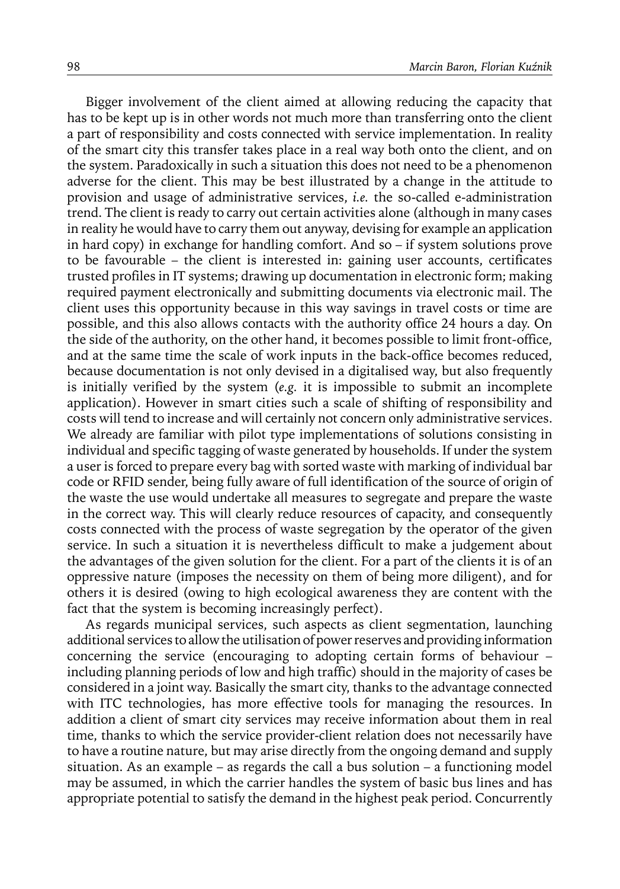Bigger involvement of the client aimed at allowing reducing the capacity that has to be kept up is in other words not much more than transferring onto the client a part of responsibility and costs connected with service implementation. In reality of the smart city this transfer takes place in a real way both onto the client, and on the system. Paradoxically in such a situation this does not need to be a phenomenon adverse for the client. This may be best illustrated by a change in the attitude to provision and usage of administrative services, *i.e.* the so-called e-administration trend. The client is ready to carry out certain activities alone (although in many cases in reality he would have to carry them out anyway, devising for example an application in hard copy) in exchange for handling comfort. And so – if system solutions prove to be favourable – the client is interested in: gaining user accounts, certificates trusted profiles in IT systems; drawing up documentation in electronic form; making required payment electronically and submitting documents via electronic mail. The client uses this opportunity because in this way savings in travel costs or time are possible, and this also allows contacts with the authority office 24 hours a day. On the side of the authority, on the other hand, it becomes possible to limit front-office, and at the same time the scale of work inputs in the back-office becomes reduced, because documentation is not only devised in a digitalised way, but also frequently is initially verified by the system (*e.g.* it is impossible to submit an incomplete application). However in smart cities such a scale of shifting of responsibility and costs will tend to increase and will certainly not concern only administrative services. We already are familiar with pilot type implementations of solutions consisting in individual and specific tagging of waste generated by households. If under the system a user is forced to prepare every bag with sorted waste with marking of individual bar code or RFID sender, being fully aware of full identification of the source of origin of the waste the use would undertake all measures to segregate and prepare the waste in the correct way. This will clearly reduce resources of capacity, and consequently costs connected with the process of waste segregation by the operator of the given service. In such a situation it is nevertheless difficult to make a judgement about the advantages of the given solution for the client. For a part of the clients it is of an oppressive nature (imposes the necessity on them of being more diligent), and for others it is desired (owing to high ecological awareness they are content with the fact that the system is becoming increasingly perfect).

As regards municipal services, such aspects as client segmentation, launching additional services to allow the utilisation of power reserves and providing information concerning the service (encouraging to adopting certain forms of behaviour – including planning periods of low and high traffic) should in the majority of cases be considered in a joint way. Basically the smart city, thanks to the advantage connected with ITC technologies, has more effective tools for managing the resources. In addition a client of smart city services may receive information about them in real time, thanks to which the service provider-client relation does not necessarily have to have a routine nature, but may arise directly from the ongoing demand and supply situation. As an example – as regards the call a bus solution – a functioning model may be assumed, in which the carrier handles the system of basic bus lines and has appropriate potential to satisfy the demand in the highest peak period. Concurrently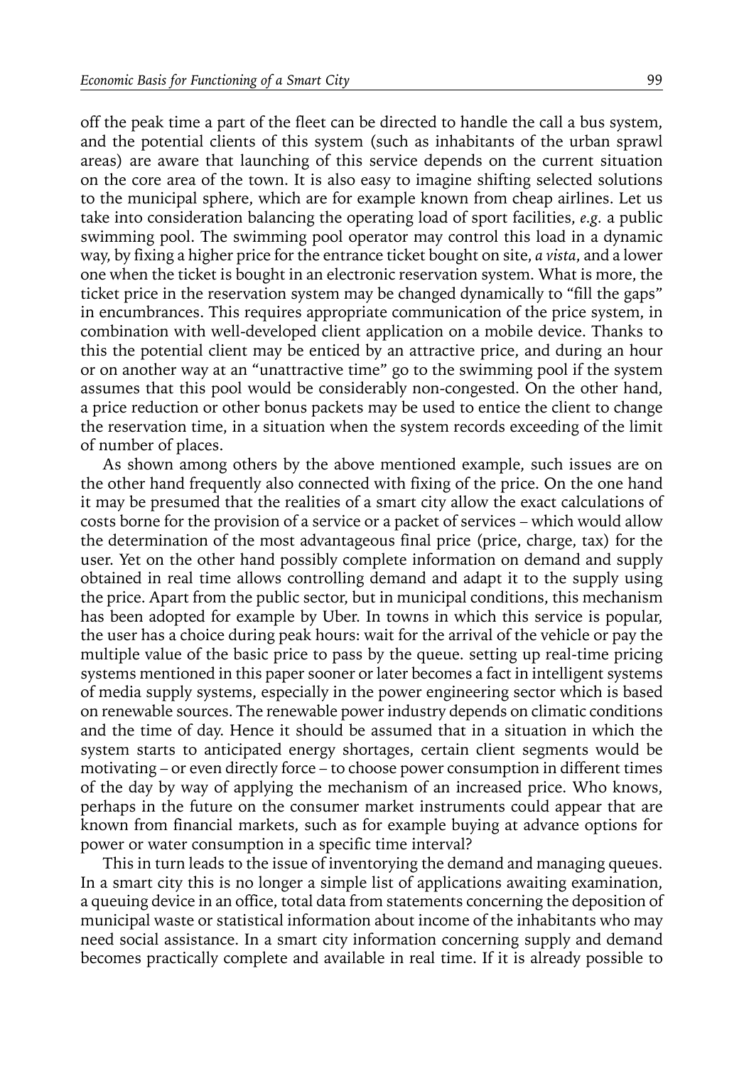off the peak time a part of the fleet can be directed to handle the call a bus system, and the potential clients of this system (such as inhabitants of the urban sprawl areas) are aware that launching of this service depends on the current situation on the core area of the town. It is also easy to imagine shifting selected solutions to the municipal sphere, which are for example known from cheap airlines. Let us take into consideration balancing the operating load of sport facilities, *e.g.* a public swimming pool. The swimming pool operator may control this load in a dynamic way, by fixing a higher price for the entrance ticket bought on site, *a vista*, and a lower one when the ticket is bought in an electronic reservation system. What is more, the ticket price in the reservation system may be changed dynamically to "fill the gaps" in encumbrances. This requires appropriate communication of the price system, in combination with well-developed client application on a mobile device. Thanks to this the potential client may be enticed by an attractive price, and during an hour or on another way at an "unattractive time" go to the swimming pool if the system assumes that this pool would be considerably non-congested. On the other hand, a price reduction or other bonus packets may be used to entice the client to change the reservation time, in a situation when the system records exceeding of the limit of number of places.

As shown among others by the above mentioned example, such issues are on the other hand frequently also connected with fixing of the price. On the one hand it may be presumed that the realities of a smart city allow the exact calculations of costs borne for the provision of a service or a packet of services – which would allow the determination of the most advantageous final price (price, charge, tax) for the user. Yet on the other hand possibly complete information on demand and supply obtained in real time allows controlling demand and adapt it to the supply using the price. Apart from the public sector, but in municipal conditions, this mechanism has been adopted for example by Uber. In towns in which this service is popular, the user has a choice during peak hours: wait for the arrival of the vehicle or pay the multiple value of the basic price to pass by the queue. setting up real-time pricing systems mentioned in this paper sooner or later becomes a fact in intelligent systems of media supply systems, especially in the power engineering sector which is based on renewable sources. The renewable power industry depends on climatic conditions and the time of day. Hence it should be assumed that in a situation in which the system starts to anticipated energy shortages, certain client segments would be motivating – or even directly force – to choose power consumption in different times of the day by way of applying the mechanism of an increased price. Who knows, perhaps in the future on the consumer market instruments could appear that are known from financial markets, such as for example buying at advance options for power or water consumption in a specific time interval?

This in turn leads to the issue of inventorying the demand and managing queues. In a smart city this is no longer a simple list of applications awaiting examination, a queuing device in an office, total data from statements concerning the deposition of municipal waste or statistical information about income of the inhabitants who may need social assistance. In a smart city information concerning supply and demand becomes practically complete and available in real time. If it is already possible to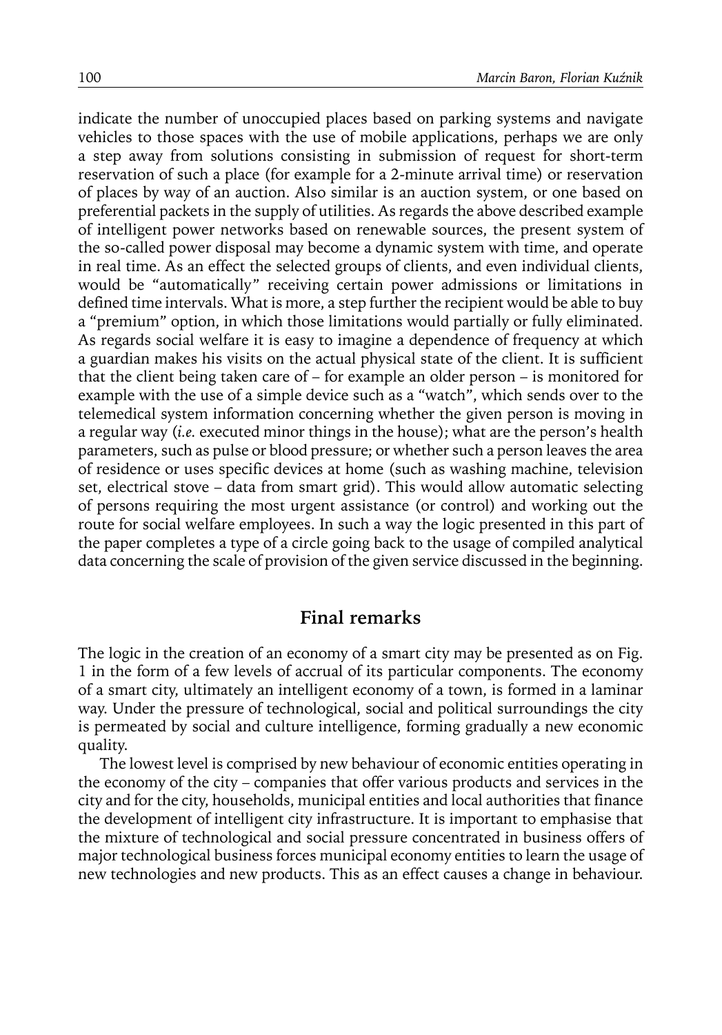indicate the number of unoccupied places based on parking systems and navigate vehicles to those spaces with the use of mobile applications, perhaps we are only a step away from solutions consisting in submission of request for short-term reservation of such a place (for example for a 2-minute arrival time) or reservation of places by way of an auction. Also similar is an auction system, or one based on preferential packets in the supply of utilities. As regards the above described example of intelligent power networks based on renewable sources, the present system of the so-called power disposal may become a dynamic system with time, and operate in real time. As an effect the selected groups of clients, and even individual clients, would be "automatically" receiving certain power admissions or limitations in defined time intervals. What is more, a step further the recipient would be able to buy a "premium" option, in which those limitations would partially or fully eliminated. As regards social welfare it is easy to imagine a dependence of frequency at which a guardian makes his visits on the actual physical state of the client. It is sufficient that the client being taken care of – for example an older person – is monitored for example with the use of a simple device such as a "watch", which sends over to the telemedical system information concerning whether the given person is moving in a regular way (*i.e.* executed minor things in the house); what are the person's health parameters, such as pulse or blood pressure; or whether such a person leaves the area of residence or uses specific devices at home (such as washing machine, television set, electrical stove – data from smart grid). This would allow automatic selecting of persons requiring the most urgent assistance (or control) and working out the route for social welfare employees. In such a way the logic presented in this part of the paper completes a type of a circle going back to the usage of compiled analytical data concerning the scale of provision of the given service discussed in the beginning.

## Final remarks

The logic in the creation of an economy of a smart city may be presented as on Fig. 1 in the form of a few levels of accrual of its particular components. The economy of a smart city, ultimately an intelligent economy of a town, is formed in a laminar way. Under the pressure of technological, social and political surroundings the city is permeated by social and culture intelligence, forming gradually a new economic quality.

The lowest level is comprised by new behaviour of economic entities operating in the economy of the city – companies that offer various products and services in the city and for the city, households, municipal entities and local authorities that finance the development of intelligent city infrastructure. It is important to emphasise that the mixture of technological and social pressure concentrated in business offers of major technological business forces municipal economy entities to learn the usage of new technologies and new products. This as an effect causes a change in behaviour.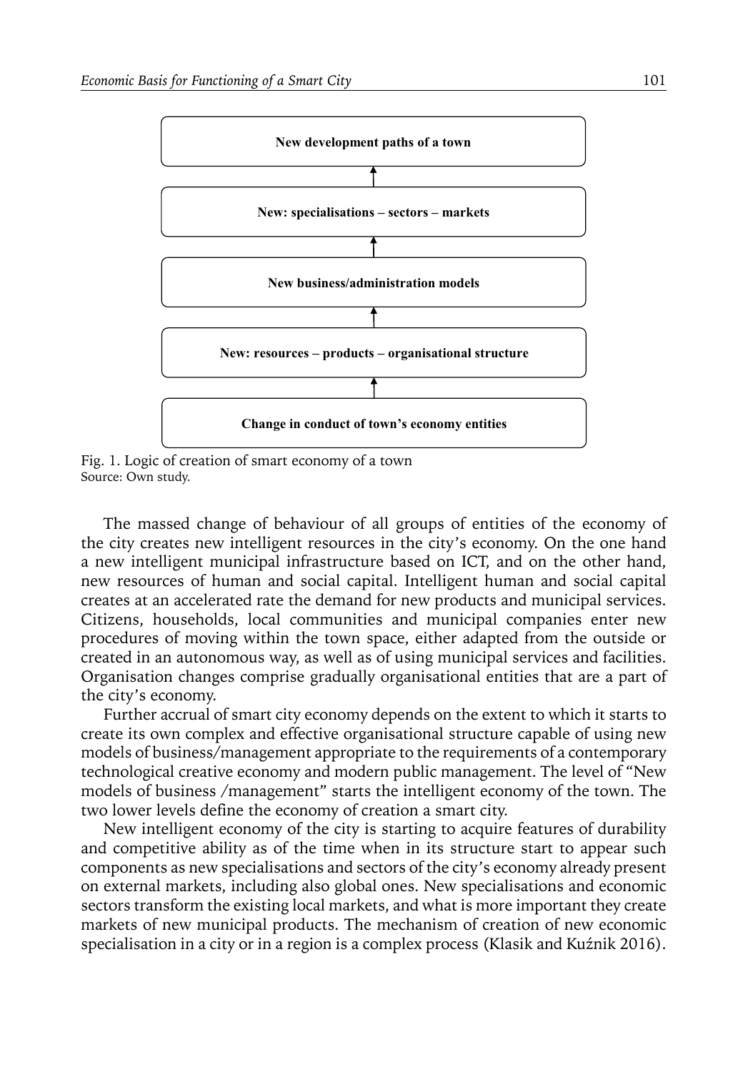New development paths of a town

↑

New: specialisations – sectors – markets

↑

New business/administration models

↑

New: resources – products – organisational structure

↑

Change in conduct of town's economy entities

Fig. 1. Logic of creation of smart economy of a town
Source: Own study.

The massed change of behaviour of all groups of entities of the economy of the city creates new intelligent resources in the city's economy. On the one hand a new intelligent municipal infrastructure based on ICT, and on the other hand, new resources of human and social capital. Intelligent human and social capital creates at an accelerated rate the demand for new products and municipal services. Citizens, households, local communities and municipal companies enter new procedures of moving within the town space, either adapted from the outside or created in an autonomous way, as well as of using municipal services and facilities. Organisation changes comprise gradually organisational entities that are a part of the city's economy.

Further accrual of smart city economy depends on the extent to which it starts to create its own complex and effective organisational structure capable of using new models of business/management appropriate to the requirements of a contemporary technological creative economy and modern public management. The level of "New models of business /management" starts the intelligent economy of the town. The two lower levels define the economy of creation a smart city.

New intelligent economy of the city is starting to acquire features of durability and competitive ability as of the time when in its structure start to appear such components as new specialisations and sectors of the city's economy already present on external markets, including also global ones. New specialisations and economic sectors transform the existing local markets, and what is more important they create markets of new municipal products. The mechanism of creation of new economic specialisation in a city or in a region is a complex process (Klasik and Kuźnik 2016).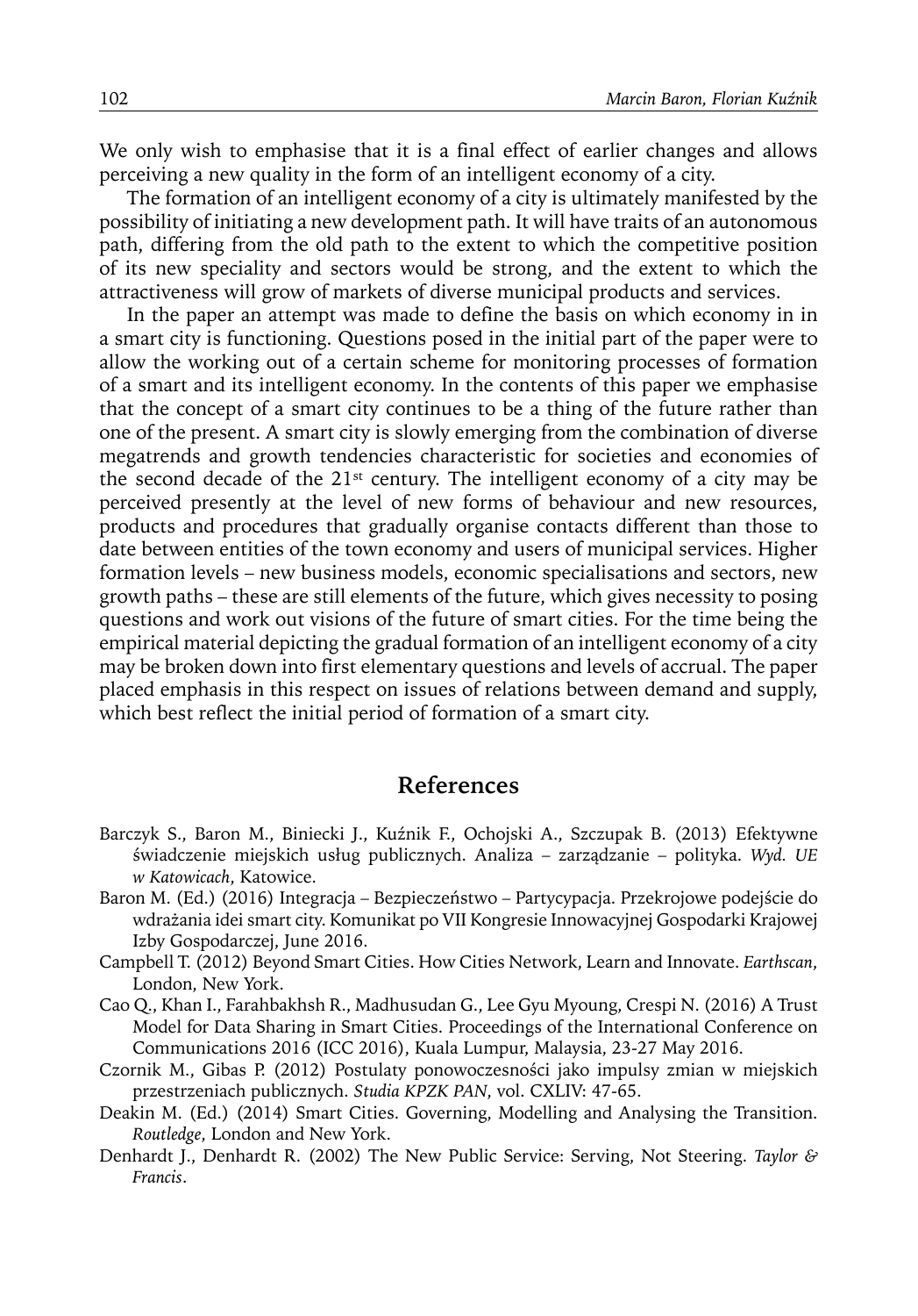We only wish to emphasise that it is a final effect of earlier changes and allows perceiving a new quality in the form of an intelligent economy of a city.

The formation of an intelligent economy of a city is ultimately manifested by the possibility of initiating a new development path. It will have traits of an autonomous path, differing from the old path to the extent to which the competitive position of its new speciality and sectors would be strong, and the extent to which the attractiveness will grow of markets of diverse municipal products and services.

In the paper an attempt was made to define the basis on which economy in in a smart city is functioning. Questions posed in the initial part of the paper were to allow the working out of a certain scheme for monitoring processes of formation of a smart and its intelligent economy. In the contents of this paper we emphasise that the concept of a smart city continues to be a thing of the future rather than one of the present. A smart city is slowly emerging from the combination of diverse megatrends and growth tendencies characteristic for societies and economies of the second decade of the 21st century. The intelligent economy of a city may be perceived presently at the level of new forms of behaviour and new resources, products and procedures that gradually organise contacts different than those to date between entities of the town economy and users of municipal services. Higher formation levels – new business models, economic specialisations and sectors, new growth paths – these are still elements of the future, which gives necessity to posing questions and work out visions of the future of smart cities. For the time being the empirical material depicting the gradual formation of an intelligent economy of a city may be broken down into first elementary questions and levels of accrual. The paper placed emphasis in this respect on issues of relations between demand and supply, which best reflect the initial period of formation of a smart city.

## References

Barczyk S., Baron M., Biniecki J., Kuźnik F., Ochojski A., Szczupak B. (2013) Efektywne świadczenie miejskich usług publicznych. Analiza – zarządzanie – polityka. *Wyd. UE w Katowicach*, Katowice.

Baron M. (Ed.) (2016) Integracja – Bezpieczeństwo – Partycypacja. Przekrojowe podejście do wdrażania idei smart city. Komunikat po VII Kongresie Innowacyjnej Gospodarki Krajowej Izby Gospodarczej, June 2016.

Campbell T. (2012) Beyond Smart Cities. How Cities Network, Learn and Innovate. *Earthscan*, London, New York.

Cao Q., Khan I., Farahbakhsh R., Madhusudan G., Lee Gyu Myoung, Crespi N. (2016) A Trust Model for Data Sharing in Smart Cities. Proceedings of the International Conference on Communications 2016 (ICC 2016), Kuala Lumpur, Malaysia, 23-27 May 2016.

Czornik M., Gibas P. (2012) Postulaty ponowoczesności jako impulsy zmian w miejskich przestrzeniach publicznych. *Studia KPZK PAN*, vol. CXLIV: 47-65.

Deakin M. (Ed.) (2014) Smart Cities. Governing, Modelling and Analysing the Transition. *Routledge*, London and New York.

Denhardt J., Denhardt R. (2002) The New Public Service: Serving, Not Steering. *Taylor & Francis*.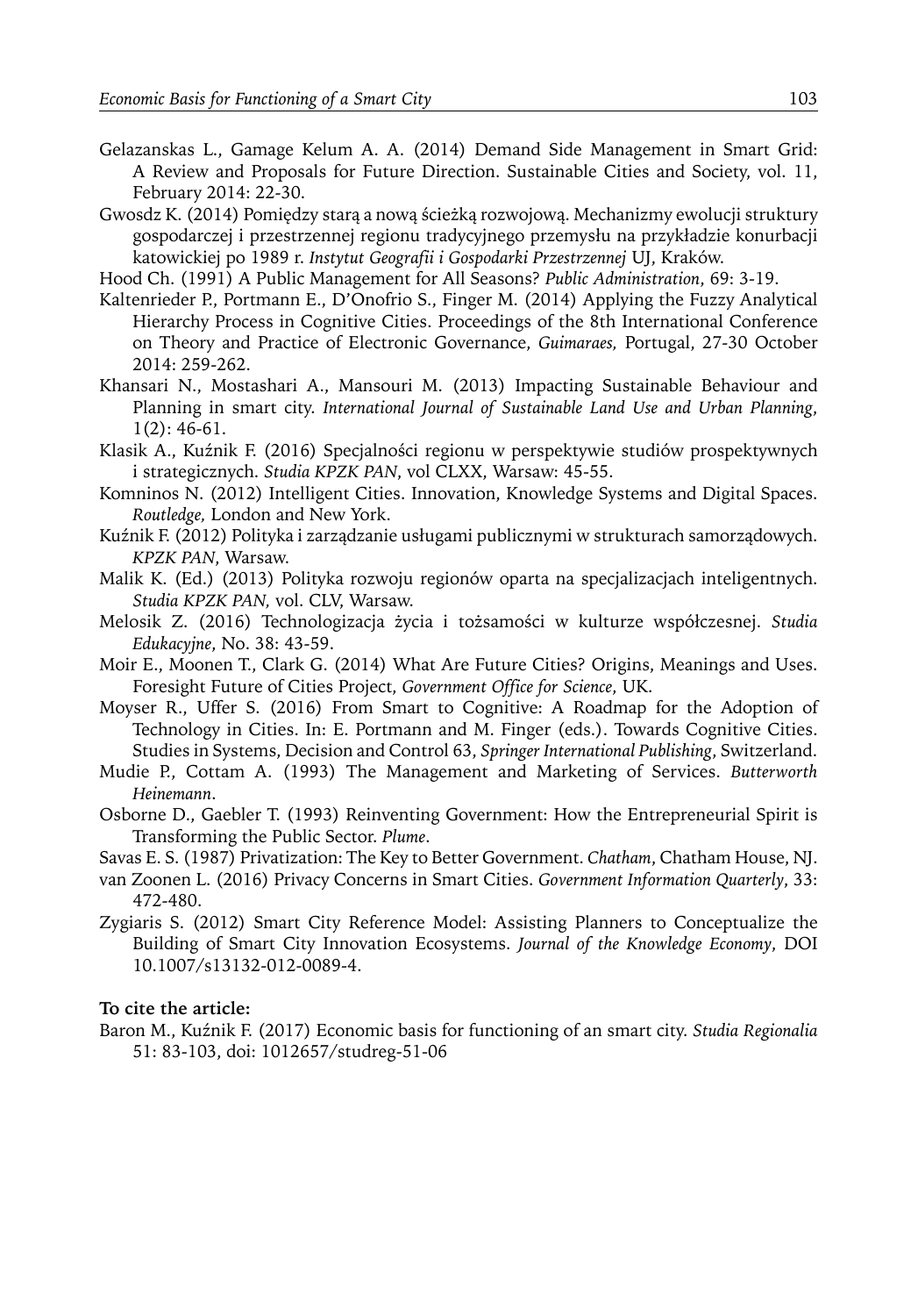Gelazanskas L., Gamage Kelum A. A. (2014) Demand Side Management in Smart Grid: A Review and Proposals for Future Direction. Sustainable Cities and Society, vol. 11, February 2014: 22-30.

Gwosdz K. (2014) Pomiędzy starą a nową ścieżką rozwojową. Mechanizmy ewolucji struktury gospodarczej i przestrzennej regionu tradycyjnego przemysłu na przykładzie konurbacji katowickiej po 1989 r. *Instytut Geografii i Gospodarki Przestrzennej* UJ, Kraków.

Hood Ch. (1991) A Public Management for All Seasons? *Public Administration*, 69: 3-19.

Kaltenrieder P., Portmann E., D'Onofrio S., Finger M. (2014) Applying the Fuzzy Analytical Hierarchy Process in Cognitive Cities. Proceedings of the 8th International Conference on Theory and Practice of Electronic Governance, *Guimaraes,* Portugal, 27-30 October 2014: 259-262.

Khansari N., Mostashari A., Mansouri M. (2013) Impacting Sustainable Behaviour and Planning in smart city. *International Journal of Sustainable Land Use and Urban Planning*, 1(2): 46-61.

Klasik A., Kuźnik F. (2016) Specjalności regionu w perspektywie studiów prospektywnych i strategicznych. *Studia KPZK PAN*, vol CLXX, Warsaw: 45-55.

Komninos N. (2012) Intelligent Cities. Innovation, Knowledge Systems and Digital Spaces. *Routledge,* London and New York.

Kuźnik F. (2012) Polityka i zarządzanie usługami publicznymi w strukturach samorządowych. *KPZK PAN*, Warsaw.

Malik K. (Ed.) (2013) Polityka rozwoju regionów oparta na specjalizacjach inteligentnych. *Studia KPZK PAN,* vol. CLV, Warsaw.

Melosik Z. (2016) Technologizacja życia i tożsamości w kulturze współczesnej. *Studia Edukacyjne*, No. 38: 43-59.

Moir E., Moonen T., Clark G. (2014) What Are Future Cities? Origins, Meanings and Uses. Foresight Future of Cities Project, *Government Office for Science*, UK.

Moyser R., Uffer S. (2016) From Smart to Cognitive: A Roadmap for the Adoption of Technology in Cities. In: E. Portmann and M. Finger (eds.). Towards Cognitive Cities. Studies in Systems, Decision and Control 63, *Springer International Publishing*, Switzerland.

Mudie P., Cottam A. (1993) The Management and Marketing of Services. *Butterworth Heinemann*.

Osborne D., Gaebler T. (1993) Reinventing Government: How the Entrepreneurial Spirit is Transforming the Public Sector. *Plume*.

Savas E. S. (1987) Privatization: The Key to Better Government. *Chatham*, Chatham House, NJ.

van Zoonen L. (2016) Privacy Concerns in Smart Cities. *Government Information Quarterly*, 33: 472-480.

Zygiaris S. (2012) Smart City Reference Model: Assisting Planners to Conceptualize the Building of Smart City Innovation Ecosystems. *Journal of the Knowledge Economy*, DOI 10.1007/s13132-012-0089-4.

**To cite the article:**

Baron M., Kuźnik F. (2017) Economic basis for functioning of an smart city. *Studia Regionalia* 51: 83-103, doi: 1012657/studreg-51-06